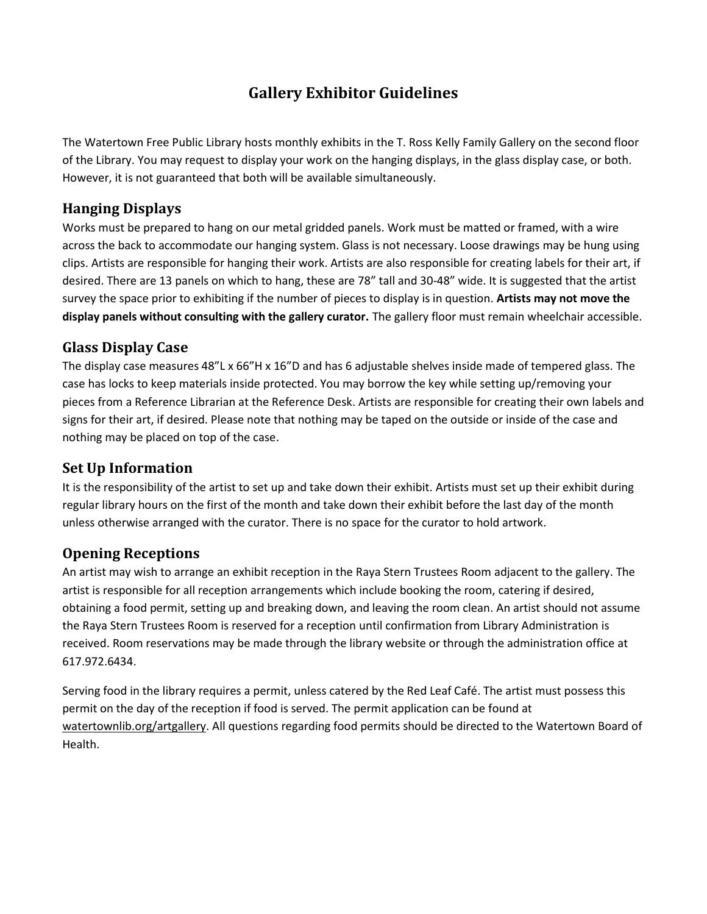# Gallery Exhibitor Guidelines

The Watertown Free Public Library hosts monthly exhibits in the T. Ross Kelly Family Gallery on the second floor of the Library. You may request to display your work on the hanging displays, in the glass display case, or both. However, it is not guaranteed that both will be available simultaneously.

## Hanging Displays

Works must be prepared to hang on our metal gridded panels. Work must be matted or framed, with a wire across the back to accommodate our hanging system. Glass is not necessary. Loose drawings may be hung using clips. Artists are responsible for hanging their work. Artists are also responsible for creating labels for their art, if desired. There are 13 panels on which to hang, these are 78" tall and 30-48" wide. It is suggested that the artist survey the space prior to exhibiting if the number of pieces to display is in question. **Artists may not move the display panels without consulting with the gallery curator.** The gallery floor must remain wheelchair accessible.

## Glass Display Case

The display case measures 48"L x 66"H x 16"D and has 6 adjustable shelves inside made of tempered glass. The case has locks to keep materials inside protected. You may borrow the key while setting up/removing your pieces from a Reference Librarian at the Reference Desk. Artists are responsible for creating their own labels and signs for their art, if desired. Please note that nothing may be taped on the outside or inside of the case and nothing may be placed on top of the case.

## Set Up Information

It is the responsibility of the artist to set up and take down their exhibit. Artists must set up their exhibit during regular library hours on the first of the month and take down their exhibit before the last day of the month unless otherwise arranged with the curator. There is no space for the curator to hold artwork.

## Opening Receptions

An artist may wish to arrange an exhibit reception in the Raya Stern Trustees Room adjacent to the gallery. The artist is responsible for all reception arrangements which include booking the room, catering if desired, obtaining a food permit, setting up and breaking down, and leaving the room clean. An artist should not assume the Raya Stern Trustees Room is reserved for a reception until confirmation from Library Administration is received. Room reservations may be made through the library website or through the administration office at 617.972.6434.

Serving food in the library requires a permit, unless catered by the Red Leaf Café. The artist must possess this permit on the day of the reception if food is served. The permit application can be found at watertownlib.org/artgallery. All questions regarding food permits should be directed to the Watertown Board of Health.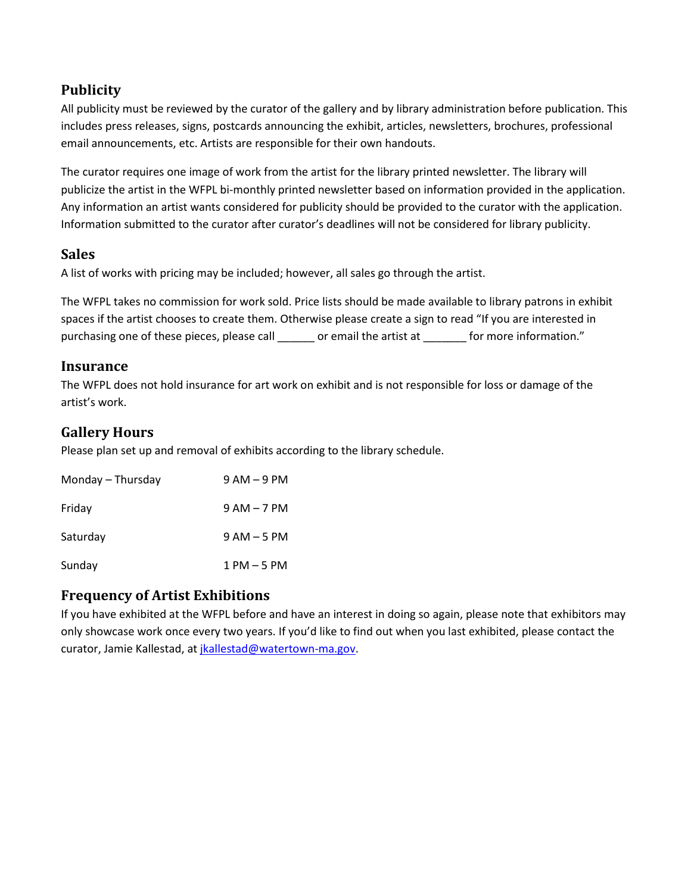## Publicity

All publicity must be reviewed by the curator of the gallery and by library administration before publication. This includes press releases, signs, postcards announcing the exhibit, articles, newsletters, brochures, professional email announcements, etc. Artists are responsible for their own handouts.

The curator requires one image of work from the artist for the library printed newsletter. The library will publicize the artist in the WFPL bi-monthly printed newsletter based on information provided in the application. Any information an artist wants considered for publicity should be provided to the curator with the application. Information submitted to the curator after curator's deadlines will not be considered for library publicity.

## Sales

A list of works with pricing may be included; however, all sales go through the artist.

The WFPL takes no commission for work sold. Price lists should be made available to library patrons in exhibit spaces if the artist chooses to create them. Otherwise please create a sign to read "If you are interested in purchasing one of these pieces, please call ______ or email the artist at _______ for more information."

## Insurance

The WFPL does not hold insurance for art work on exhibit and is not responsible for loss or damage of the artist's work.

## Gallery Hours

Please plan set up and removal of exhibits according to the library schedule.

| | |
|---|---|
| Monday – Thursday | 9 AM – 9 PM |
| Friday | 9 AM – 7 PM |
| Saturday | 9 AM – 5 PM |
| Sunday | 1 PM – 5 PM |

## Frequency of Artist Exhibitions

If you have exhibited at the WFPL before and have an interest in doing so again, please note that exhibitors may only showcase work once every two years. If you'd like to find out when you last exhibited, please contact the curator, Jamie Kallestad, at jkallestad@watertown-ma.gov.